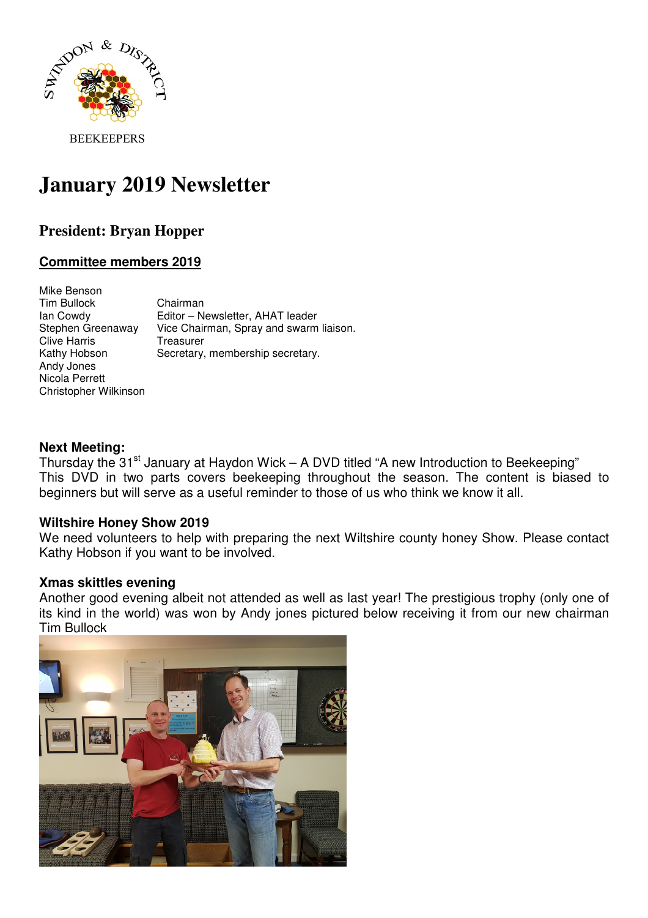SWINDON & DISTRICT BEEKEEPERS

# January 2019 Newsletter

## President: Bryan Hopper

### Committee members 2019

| | |
|---|---|
| Mike Benson | |
| Tim Bullock | Chairman |
| Ian Cowdy | Editor – Newsletter, AHAT leader |
| Stephen Greenaway | Vice Chairman, Spray and swarm liaison. |
| Clive Harris | Treasurer |
| Kathy Hobson | Secretary, membership secretary. |
| Andy Jones | |
| Nicola Perrett | |
| Christopher Wilkinson | |

**Next Meeting:**

Thursday the 31st January at Haydon Wick – A DVD titled "A new Introduction to Beekeeping"
This DVD in two parts covers beekeeping throughout the season. The content is biased to beginners but will serve as a useful reminder to those of us who think we know it all.

**Wiltshire Honey Show 2019**

We need volunteers to help with preparing the next Wiltshire county honey Show. Please contact Kathy Hobson if you want to be involved.

**Xmas skittles evening**

Another good evening albeit not attended as well as last year! The prestigious trophy (only one of its kind in the world) was won by Andy jones pictured below receiving it from our new chairman Tim Bullock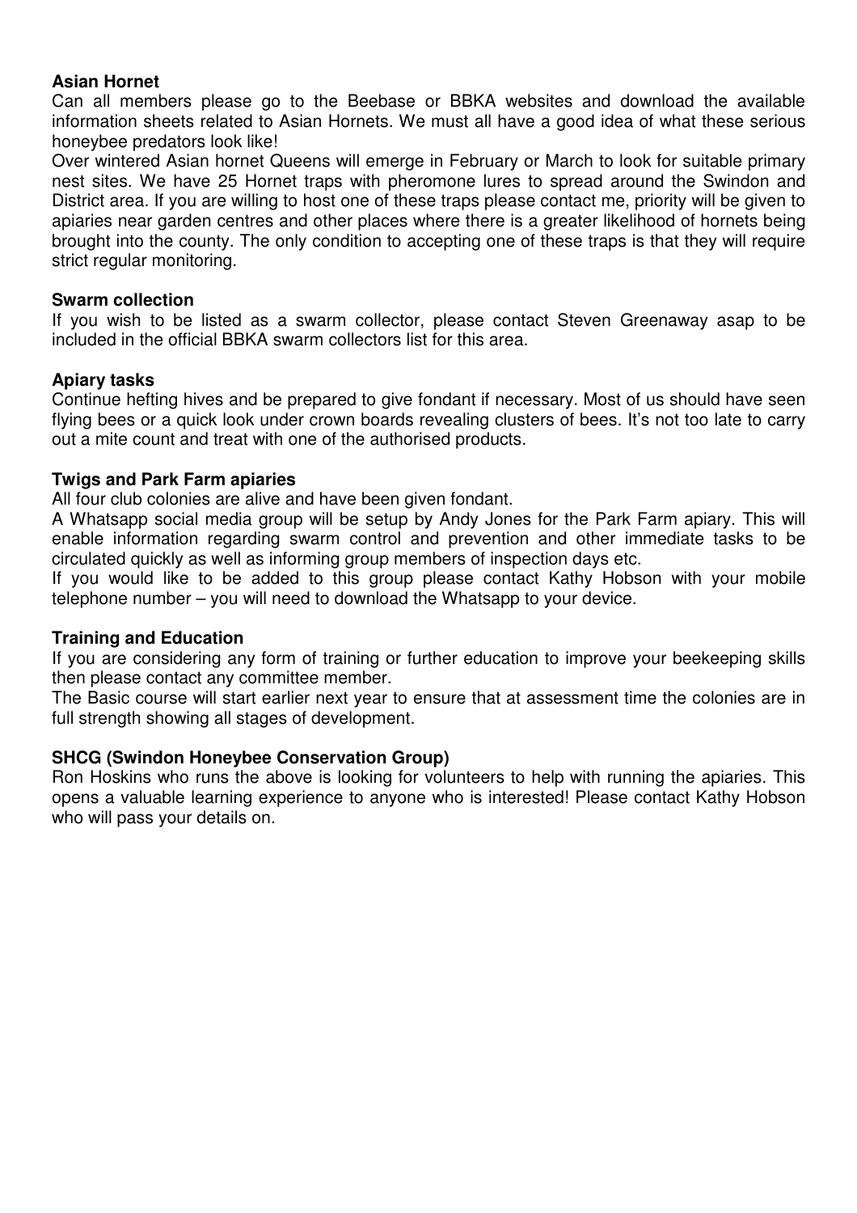**Asian Hornet**

Can all members please go to the Beebase or BBKA websites and download the available information sheets related to Asian Hornets. We must all have a good idea of what these serious honeybee predators look like!

Over wintered Asian hornet Queens will emerge in February or March to look for suitable primary nest sites. We have 25 Hornet traps with pheromone lures to spread around the Swindon and District area. If you are willing to host one of these traps please contact me, priority will be given to apiaries near garden centres and other places where there is a greater likelihood of hornets being brought into the county. The only condition to accepting one of these traps is that they will require strict regular monitoring.

**Swarm collection**

If you wish to be listed as a swarm collector, please contact Steven Greenaway asap to be included in the official BBKA swarm collectors list for this area.

**Apiary tasks**

Continue hefting hives and be prepared to give fondant if necessary. Most of us should have seen flying bees or a quick look under crown boards revealing clusters of bees. It's not too late to carry out a mite count and treat with one of the authorised products.

**Twigs and Park Farm apiaries**

All four club colonies are alive and have been given fondant.

A Whatsapp social media group will be setup by Andy Jones for the Park Farm apiary. This will enable information regarding swarm control and prevention and other immediate tasks to be circulated quickly as well as informing group members of inspection days etc.

If you would like to be added to this group please contact Kathy Hobson with your mobile telephone number – you will need to download the Whatsapp to your device.

**Training and Education**

If you are considering any form of training or further education to improve your beekeeping skills then please contact any committee member.

The Basic course will start earlier next year to ensure that at assessment time the colonies are in full strength showing all stages of development.

**SHCG (Swindon Honeybee Conservation Group)**

Ron Hoskins who runs the above is looking for volunteers to help with running the apiaries. This opens a valuable learning experience to anyone who is interested! Please contact Kathy Hobson who will pass your details on.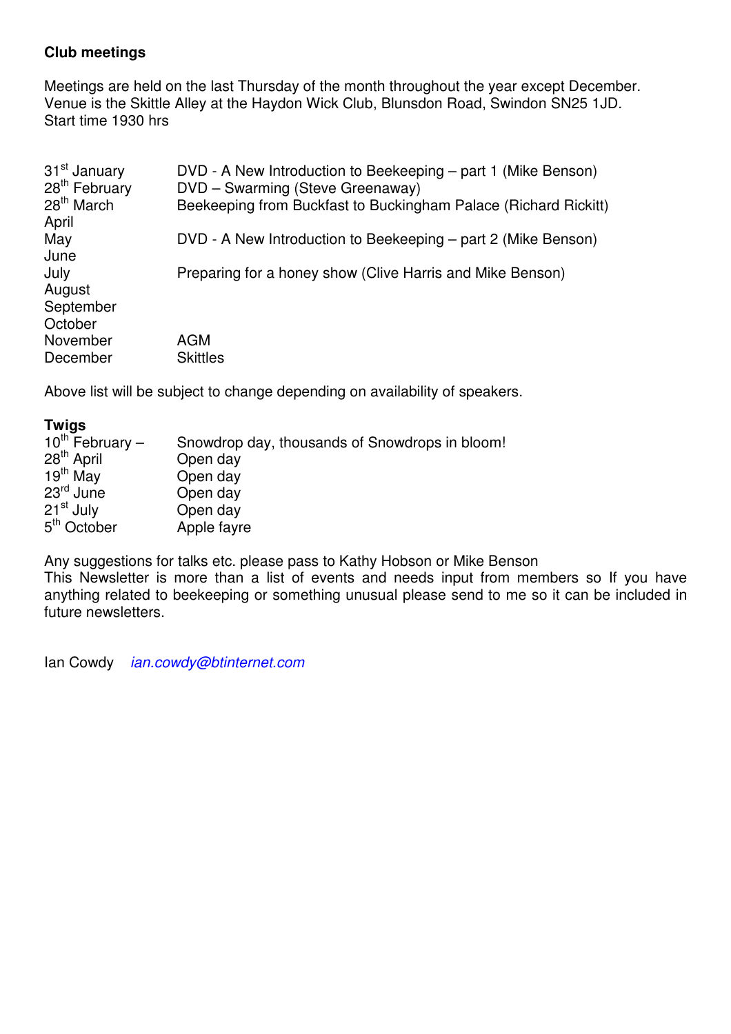**Club meetings**

Meetings are held on the last Thursday of the month throughout the year except December.
Venue is the Skittle Alley at the Haydon Wick Club, Blunsdon Road, Swindon SN25 1JD.
Start time 1930 hrs

| | |
|---|---|
| 31st January | DVD - A New Introduction to Beekeeping – part 1 (Mike Benson) |
| 28th February | DVD – Swarming (Steve Greenaway) |
| 28th March | Beekeeping from Buckfast to Buckingham Palace (Richard Rickitt) |
| April | |
| May | DVD - A New Introduction to Beekeeping – part 2 (Mike Benson) |
| June | |
| July | Preparing for a honey show (Clive Harris and Mike Benson) |
| August | |
| September | |
| October | |
| November | AGM |
| December | Skittles |

Above list will be subject to change depending on availability of speakers.

**Twigs**

| | |
|---|---|
| 10th February – | Snowdrop day, thousands of Snowdrops in bloom! |
| 28th April | Open day |
| 19th May | Open day |
| 23rd June | Open day |
| 21st July | Open day |
| 5th October | Apple fayre |

Any suggestions for talks etc. please pass to Kathy Hobson or Mike Benson
This Newsletter is more than a list of events and needs input from members so If you have anything related to beekeeping or something unusual please send to me so it can be included in future newsletters.

Ian Cowdy *ian.cowdy@btinternet.com*